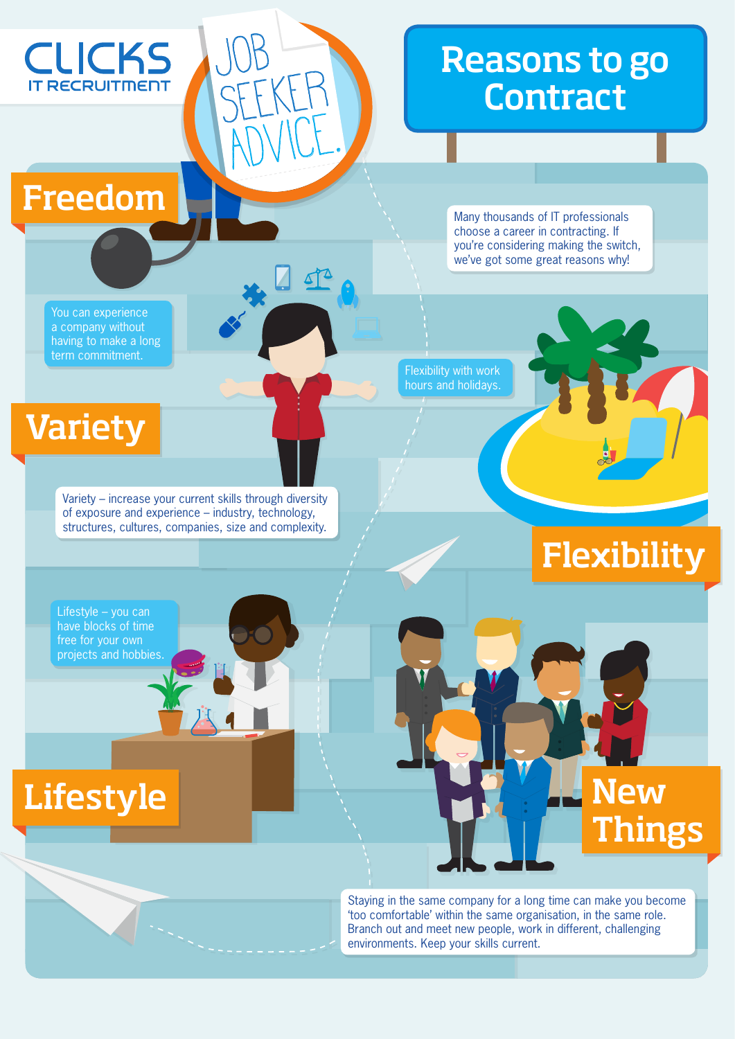CLICKS IT RECRUITMENT

JOB SEEKER ADVICE.

# Reasons to go Contract

Many thousands of IT professionals choose a career in contracting. If you're considering making the switch, we've got some great reasons why!

## Freedom

You can experience a company without having to make a long term commitment.

## Variety

Variety – increase your current skills through diversity of exposure and experience – industry, technology, structures, cultures, companies, size and complexity.

## Flexibility

Flexibility with work hours and holidays.

## Lifestyle

Lifestyle – you can have blocks of time free for your own projects and hobbies.

## New Things

Staying in the same company for a long time can make you become 'too comfortable' within the same organisation, in the same role. Branch out and meet new people, work in different, challenging environments. Keep your skills current.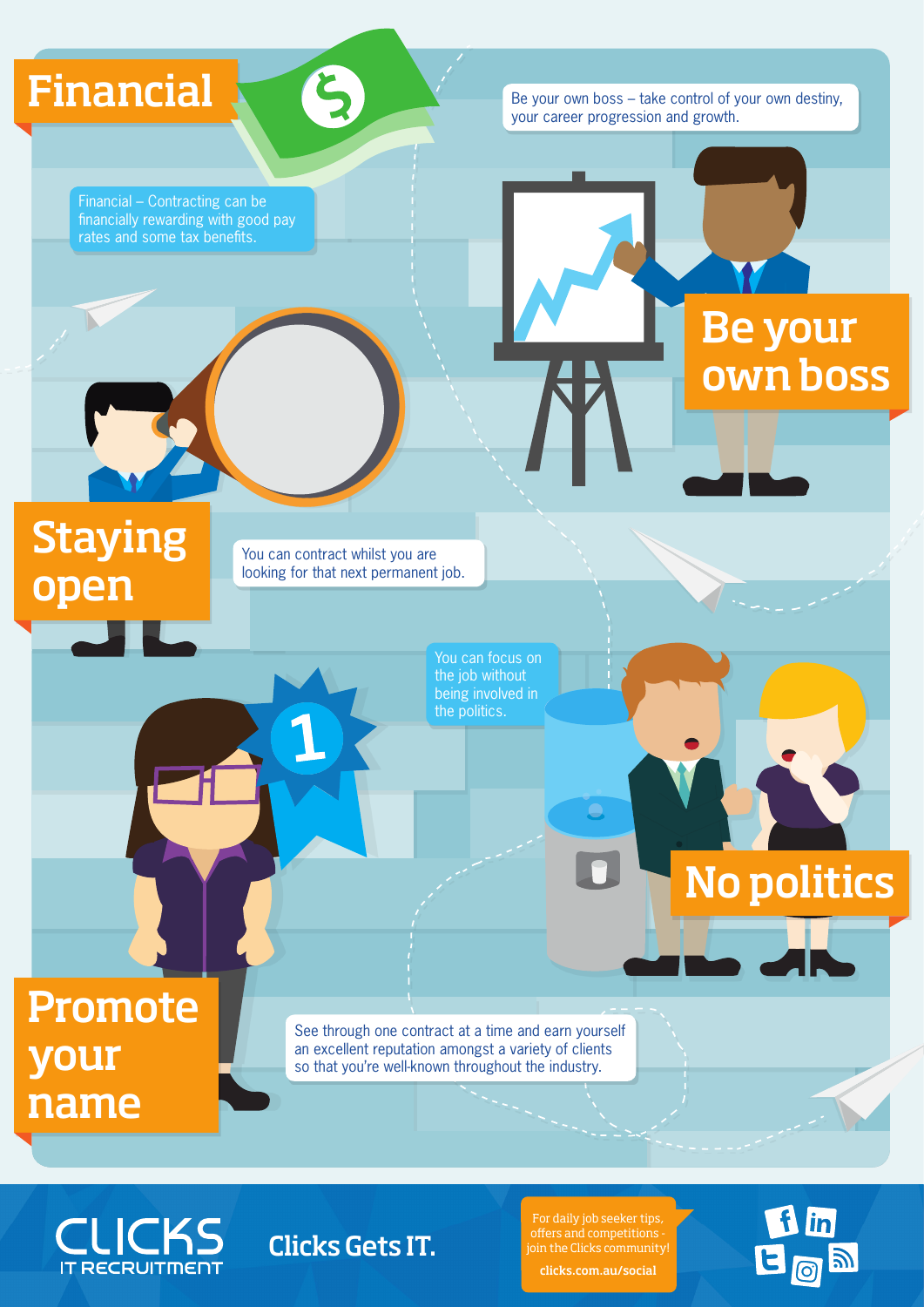## Financial

Financial – Contracting can be financially rewarding with good pay rates and some tax benefits.

## Be your own boss

Be your own boss – take control of your own destiny, your career progression and growth.

## Staying open

You can contract whilst you are looking for that next permanent job.

## No politics

You can focus on the job without being involved in the politics.

## Promote your name

See through one contract at a time and earn yourself an excellent reputation amongst a variety of clients so that you're well-known throughout the industry.

CLICKS IT RECRUITMENT

Clicks Gets IT.

For daily job seeker tips, offers and competitions - join the Clicks community!

clicks.com.au/social